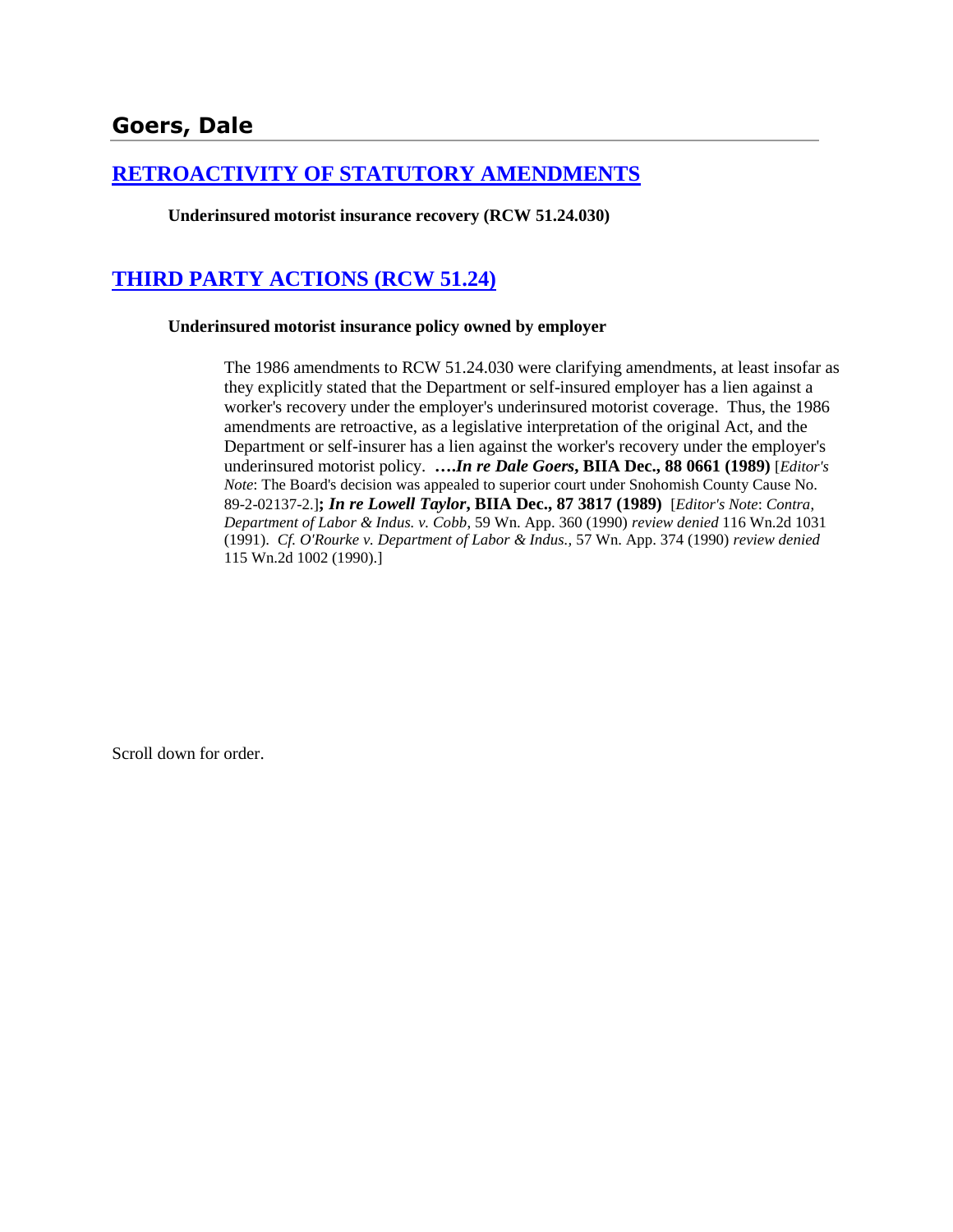## Goers, Dale

### [RETROACTIVITY OF STATUTORY AMENDMENTS]

**Underinsured motorist insurance recovery (RCW 51.24.030)**

### [THIRD PARTY ACTIONS (RCW 51.24)]

**Underinsured motorist insurance policy owned by employer**

> The 1986 amendments to RCW 51.24.030 were clarifying amendments, at least insofar as they explicitly stated that the Department or self-insured employer has a lien against a worker's recovery under the employer's underinsured motorist coverage. Thus, the 1986 amendments are retroactive, as a legislative interpretation of the original Act, and the Department or self-insurer has a lien against the worker's recovery under the employer's underinsured motorist policy. **….*In re Dale Goers*, BIIA Dec., 88 0661 (1989)** [*Editor's Note*: The Board's decision was appealed to superior court under Snohomish County Cause No. 89-2-02137-2.]**; *In re Lowell Taylor*, BIIA Dec., 87 3817 (1989)** [*Editor's Note*: *Contra*, *Department of Labor & Indus. v. Cobb*, 59 Wn. App. 360 (1990) *review denied* 116 Wn.2d 1031 (1991). *Cf. O'Rourke v. Department of Labor & Indus.*, 57 Wn. App. 374 (1990) *review denied* 115 Wn.2d 1002 (1990).]

Scroll down for order.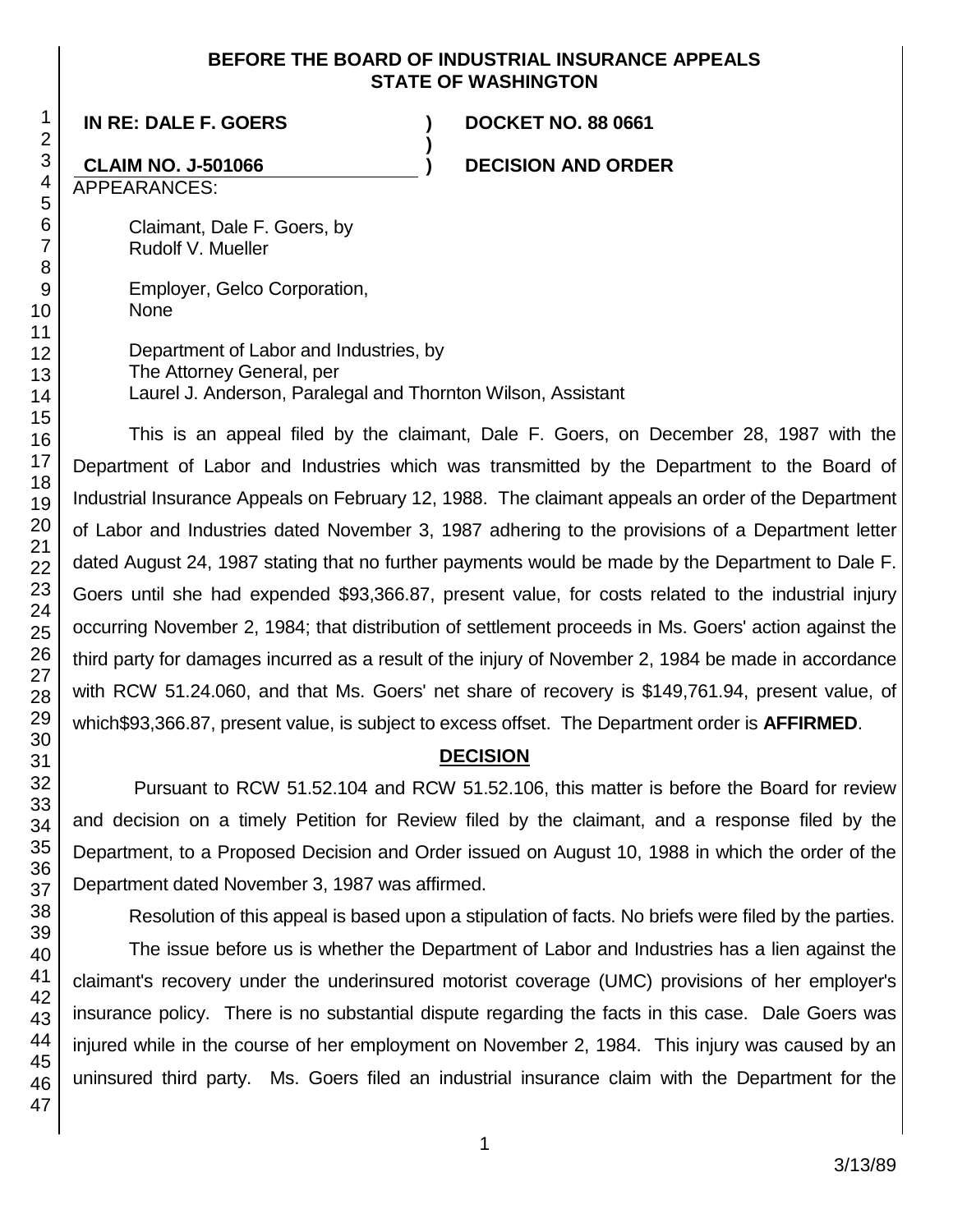**BEFORE THE BOARD OF INDUSTRIAL INSURANCE APPEALS**
**STATE OF WASHINGTON**

| | | |
|---|---|---|
| **IN RE: DALE F. GOERS** | **)** | **DOCKET NO. 88 0661** |
| | **)** | |
| **CLAIM NO. J-501066** | **)** | **DECISION AND ORDER** |

APPEARANCES:

Claimant, Dale F. Goers, by
Rudolf V. Mueller

Employer, Gelco Corporation,
None

Department of Labor and Industries, by
The Attorney General, per
Laurel J. Anderson, Paralegal and Thornton Wilson, Assistant

This is an appeal filed by the claimant, Dale F. Goers, on December 28, 1987 with the Department of Labor and Industries which was transmitted by the Department to the Board of Industrial Insurance Appeals on February 12, 1988. The claimant appeals an order of the Department of Labor and Industries dated November 3, 1987 adhering to the provisions of a Department letter dated August 24, 1987 stating that no further payments would be made by the Department to Dale F. Goers until she had expended $93,366.87, present value, for costs related to the industrial injury occurring November 2, 1984; that distribution of settlement proceeds in Ms. Goers' action against the third party for damages incurred as a result of the injury of November 2, 1984 be made in accordance with RCW 51.24.060, and that Ms. Goers' net share of recovery is $149,761.94, present value, of which$93,366.87, present value, is subject to excess offset. The Department order is **AFFIRMED**.

## DECISION

Pursuant to RCW 51.52.104 and RCW 51.52.106, this matter is before the Board for review and decision on a timely Petition for Review filed by the claimant, and a response filed by the Department, to a Proposed Decision and Order issued on August 10, 1988 in which the order of the Department dated November 3, 1987 was affirmed.

Resolution of this appeal is based upon a stipulation of facts. No briefs were filed by the parties.

The issue before us is whether the Department of Labor and Industries has a lien against the claimant's recovery under the underinsured motorist coverage (UMC) provisions of her employer's insurance policy. There is no substantial dispute regarding the facts in this case. Dale Goers was injured while in the course of her employment on November 2, 1984. This injury was caused by an uninsured third party. Ms. Goers filed an industrial insurance claim with the Department for the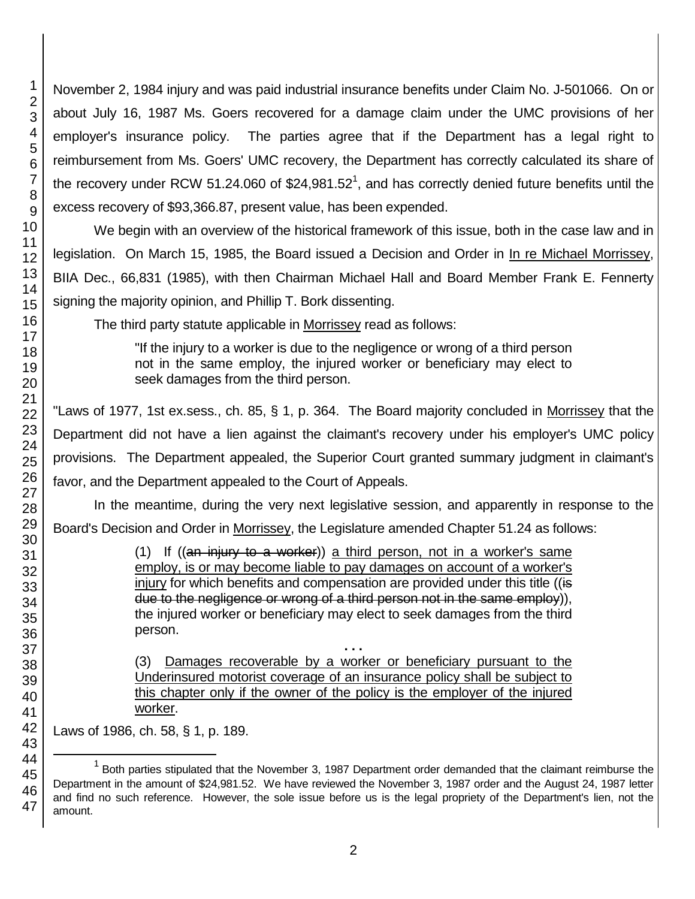November 2, 1984 injury and was paid industrial insurance benefits under Claim No. J-501066. On or about July 16, 1987 Ms. Goers recovered for a damage claim under the UMC provisions of her employer's insurance policy. The parties agree that if the Department has a legal right to reimbursement from Ms. Goers' UMC recovery, the Department has correctly calculated its share of the recovery under RCW 51.24.060 of $24,981.52[1], and has correctly denied future benefits until the excess recovery of $93,366.87, present value, has been expended.

We begin with an overview of the historical framework of this issue, both in the case law and in legislation. On March 15, 1985, the Board issued a Decision and Order in In re Michael Morrissey, BIIA Dec., 66,831 (1985), with then Chairman Michael Hall and Board Member Frank E. Fennerty signing the majority opinion, and Phillip T. Bork dissenting.

The third party statute applicable in Morrissey read as follows:

> "If the injury to a worker is due to the negligence or wrong of a third person not in the same employ, the injured worker or beneficiary may elect to seek damages from the third person.

"Laws of 1977, 1st ex.sess., ch. 85, § 1, p. 364. The Board majority concluded in Morrissey that the Department did not have a lien against the claimant's recovery under his employer's UMC policy provisions. The Department appealed, the Superior Court granted summary judgment in claimant's favor, and the Department appealed to the Court of Appeals.

In the meantime, during the very next legislative session, and apparently in response to the Board's Decision and Order in Morrissey, the Legislature amended Chapter 51.24 as follows:

> (1) If ((~~an injury to a worker~~)) <u>a third person, not in a worker's same employ, is or may become liable to pay damages on account of a worker's injury</u> for which benefits and compensation are provided under this title ((~~is due to the negligence or wrong of a third person not in the same employ~~)), the injured worker or beneficiary may elect to seek damages from the third person.
>
> . . .
>
> (3) <u>Damages recoverable by a worker or beneficiary pursuant to the Underinsured motorist coverage of an insurance policy shall be subject to this chapter only if the owner of the policy is the employer of the injured worker</u>.

Laws of 1986, ch. 58, § 1, p. 189.

---

[1] Both parties stipulated that the November 3, 1987 Department order demanded that the claimant reimburse the Department in the amount of $24,981.52. We have reviewed the November 3, 1987 order and the August 24, 1987 letter and find no such reference. However, the sole issue before us is the legal propriety of the Department's lien, not the amount.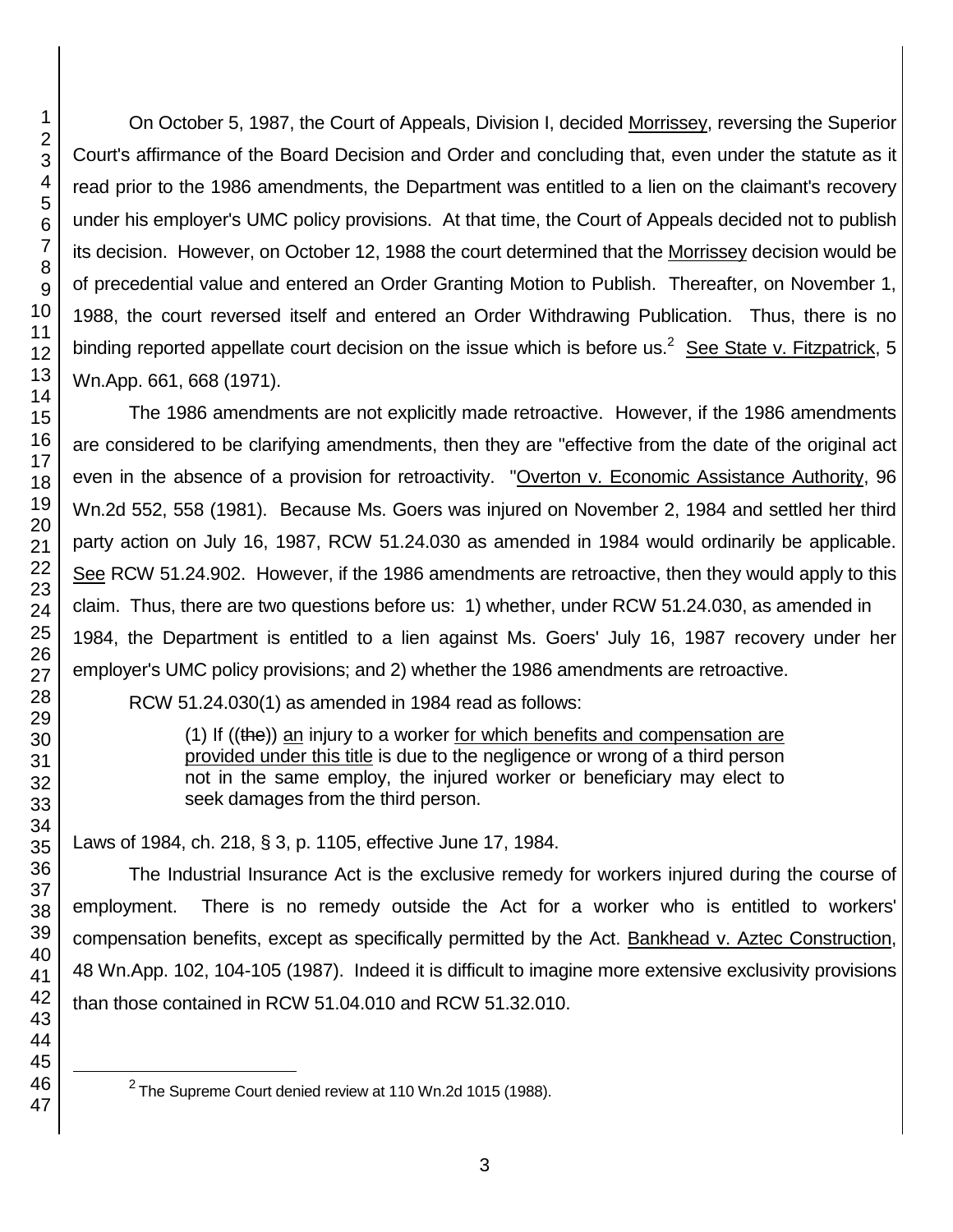On October 5, 1987, the Court of Appeals, Division I, decided Morrissey, reversing the Superior Court's affirmance of the Board Decision and Order and concluding that, even under the statute as it read prior to the 1986 amendments, the Department was entitled to a lien on the claimant's recovery under his employer's UMC policy provisions. At that time, the Court of Appeals decided not to publish its decision. However, on October 12, 1988 the court determined that the Morrissey decision would be of precedential value and entered an Order Granting Motion to Publish. Thereafter, on November 1, 1988, the court reversed itself and entered an Order Withdrawing Publication. Thus, there is no binding reported appellate court decision on the issue which is before us.[2] See State v. Fitzpatrick, 5 Wn.App. 661, 668 (1971).

The 1986 amendments are not explicitly made retroactive. However, if the 1986 amendments are considered to be clarifying amendments, then they are "effective from the date of the original act even in the absence of a provision for retroactivity. "Overton v. Economic Assistance Authority, 96 Wn.2d 552, 558 (1981). Because Ms. Goers was injured on November 2, 1984 and settled her third party action on July 16, 1987, RCW 51.24.030 as amended in 1984 would ordinarily be applicable. See RCW 51.24.902. However, if the 1986 amendments are retroactive, then they would apply to this claim. Thus, there are two questions before us: 1) whether, under RCW 51.24.030, as amended in 1984, the Department is entitled to a lien against Ms. Goers' July 16, 1987 recovery under her employer's UMC policy provisions; and 2) whether the 1986 amendments are retroactive.

RCW 51.24.030(1) as amended in 1984 read as follows:

> (1) If ((~~the~~)) an injury to a worker for which benefits and compensation are provided under this title is due to the negligence or wrong of a third person not in the same employ, the injured worker or beneficiary may elect to seek damages from the third person.

Laws of 1984, ch. 218, § 3, p. 1105, effective June 17, 1984.

The Industrial Insurance Act is the exclusive remedy for workers injured during the course of employment. There is no remedy outside the Act for a worker who is entitled to workers' compensation benefits, except as specifically permitted by the Act. Bankhead v. Aztec Construction, 48 Wn.App. 102, 104-105 (1987). Indeed it is difficult to imagine more extensive exclusivity provisions than those contained in RCW 51.04.010 and RCW 51.32.010.

[2] The Supreme Court denied review at 110 Wn.2d 1015 (1988).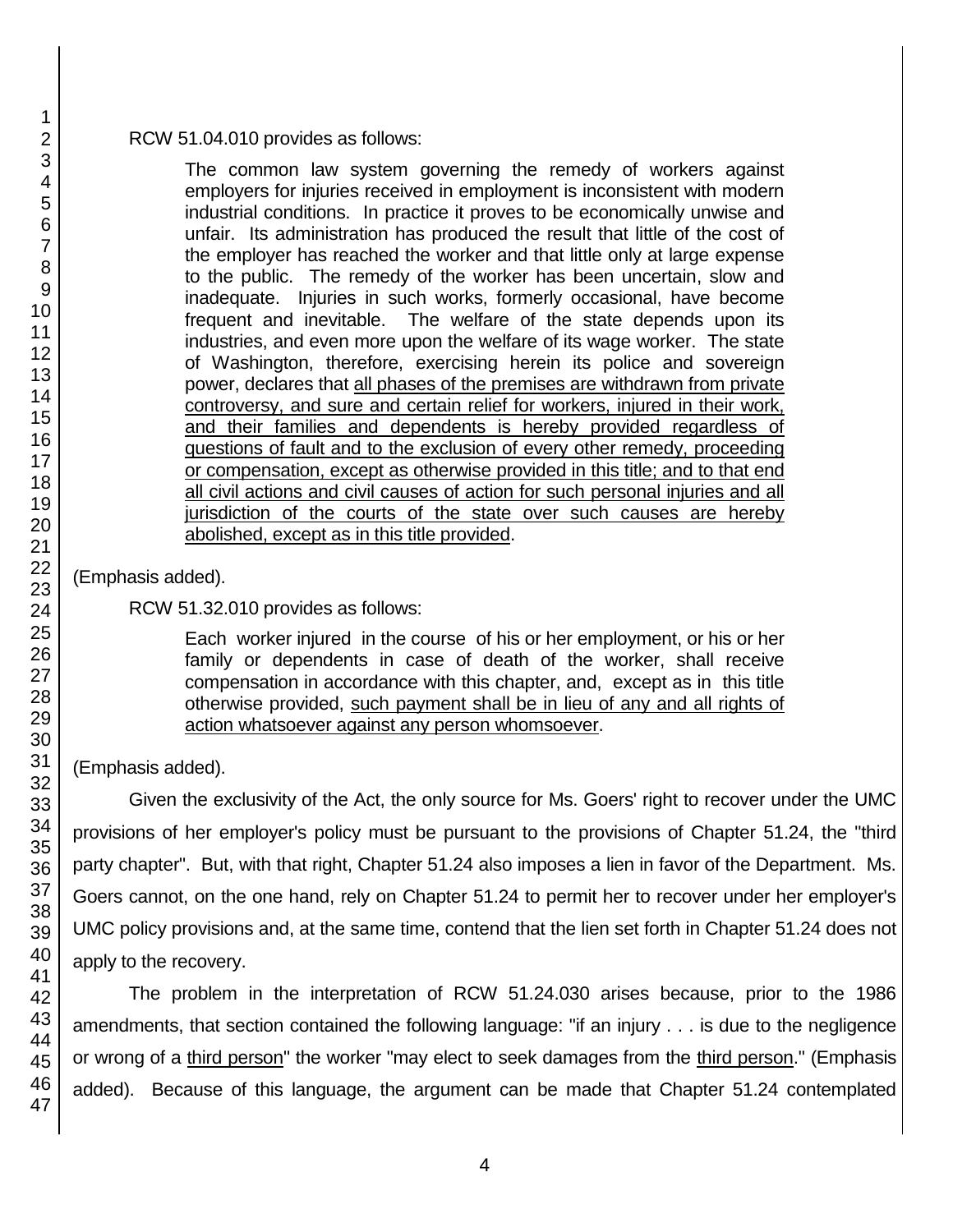RCW 51.04.010 provides as follows:

> The common law system governing the remedy of workers against employers for injuries received in employment is inconsistent with modern industrial conditions. In practice it proves to be economically unwise and unfair. Its administration has produced the result that little of the cost of the employer has reached the worker and that little only at large expense to the public. The remedy of the worker has been uncertain, slow and inadequate. Injuries in such works, formerly occasional, have become frequent and inevitable. The welfare of the state depends upon its industries, and even more upon the welfare of its wage worker. The state of Washington, therefore, exercising herein its police and sovereign power, declares that <u>all phases of the premises are withdrawn from private controversy, and sure and certain relief for workers, injured in their work, and their families and dependents is hereby provided regardless of questions of fault and to the exclusion of every other remedy, proceeding or compensation, except as otherwise provided in this title; and to that end all civil actions and civil causes of action for such personal injuries and all jurisdiction of the courts of the state over such causes are hereby abolished, except as in this title provided</u>.

(Emphasis added).

RCW 51.32.010 provides as follows:

> Each worker injured in the course of his or her employment, or his or her family or dependents in case of death of the worker, shall receive compensation in accordance with this chapter, and, except as in this title otherwise provided, <u>such payment shall be in lieu of any and all rights of action whatsoever against any person whomsoever</u>.

(Emphasis added).

Given the exclusivity of the Act, the only source for Ms. Goers' right to recover under the UMC provisions of her employer's policy must be pursuant to the provisions of Chapter 51.24, the "third party chapter". But, with that right, Chapter 51.24 also imposes a lien in favor of the Department. Ms. Goers cannot, on the one hand, rely on Chapter 51.24 to permit her to recover under her employer's UMC policy provisions and, at the same time, contend that the lien set forth in Chapter 51.24 does not apply to the recovery.

The problem in the interpretation of RCW 51.24.030 arises because, prior to the 1986 amendments, that section contained the following language: "if an injury . . . is due to the negligence or wrong of a <u>third person</u>" the worker "may elect to seek damages from the <u>third person</u>." (Emphasis added). Because of this language, the argument can be made that Chapter 51.24 contemplated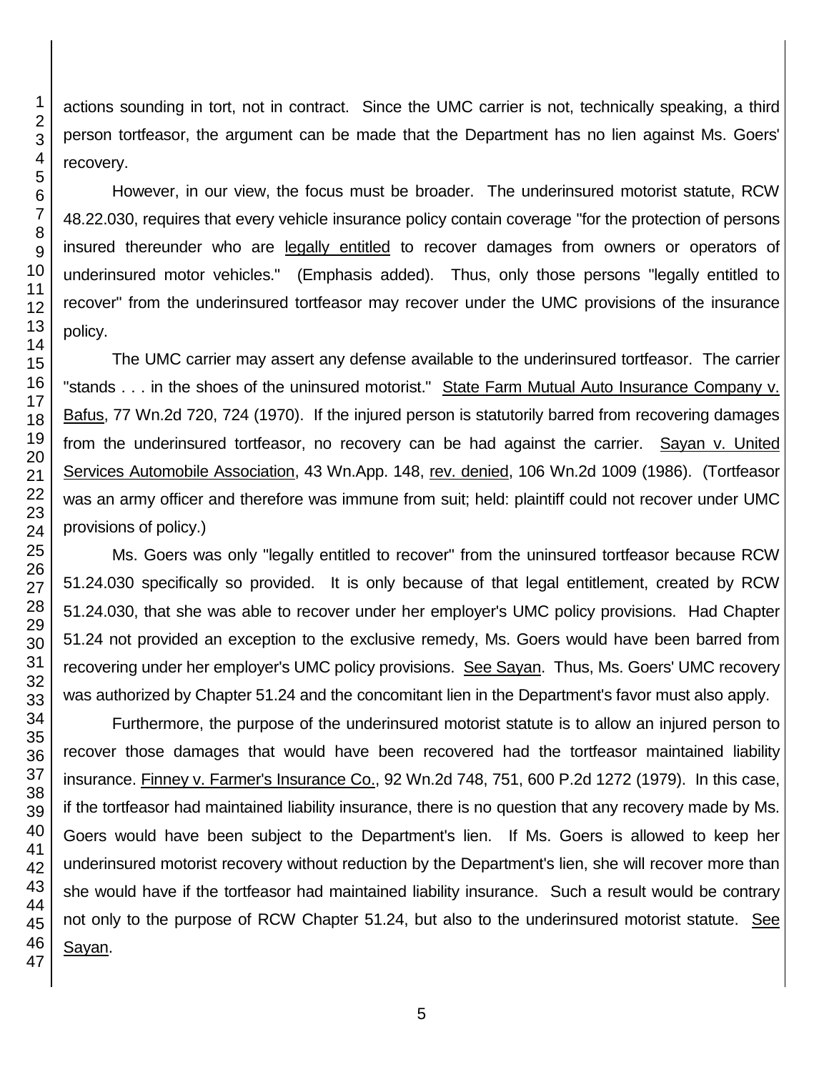actions sounding in tort, not in contract. Since the UMC carrier is not, technically speaking, a third person tortfeasor, the argument can be made that the Department has no lien against Ms. Goers' recovery.

However, in our view, the focus must be broader. The underinsured motorist statute, RCW 48.22.030, requires that every vehicle insurance policy contain coverage "for the protection of persons insured thereunder who are <u>legally entitled</u> to recover damages from owners or operators of underinsured motor vehicles." (Emphasis added). Thus, only those persons "legally entitled to recover" from the underinsured tortfeasor may recover under the UMC provisions of the insurance policy.

The UMC carrier may assert any defense available to the underinsured tortfeasor. The carrier "stands . . . in the shoes of the uninsured motorist." <u>State Farm Mutual Auto Insurance Company v. Bafus</u>, 77 Wn.2d 720, 724 (1970). If the injured person is statutorily barred from recovering damages from the underinsured tortfeasor, no recovery can be had against the carrier. <u>Sayan v. United Services Automobile Association</u>, 43 Wn.App. 148, <u>rev. denied</u>, 106 Wn.2d 1009 (1986). (Tortfeasor was an army officer and therefore was immune from suit; held: plaintiff could not recover under UMC provisions of policy.)

Ms. Goers was only "legally entitled to recover" from the uninsured tortfeasor because RCW 51.24.030 specifically so provided. It is only because of that legal entitlement, created by RCW 51.24.030, that she was able to recover under her employer's UMC policy provisions. Had Chapter 51.24 not provided an exception to the exclusive remedy, Ms. Goers would have been barred from recovering under her employer's UMC policy provisions. <u>See Sayan</u>. Thus, Ms. Goers' UMC recovery was authorized by Chapter 51.24 and the concomitant lien in the Department's favor must also apply.

Furthermore, the purpose of the underinsured motorist statute is to allow an injured person to recover those damages that would have been recovered had the tortfeasor maintained liability insurance. <u>Finney v. Farmer's Insurance Co.</u>, 92 Wn.2d 748, 751, 600 P.2d 1272 (1979). In this case, if the tortfeasor had maintained liability insurance, there is no question that any recovery made by Ms. Goers would have been subject to the Department's lien. If Ms. Goers is allowed to keep her underinsured motorist recovery without reduction by the Department's lien, she will recover more than she would have if the tortfeasor had maintained liability insurance. Such a result would be contrary not only to the purpose of RCW Chapter 51.24, but also to the underinsured motorist statute. <u>See Sayan</u>.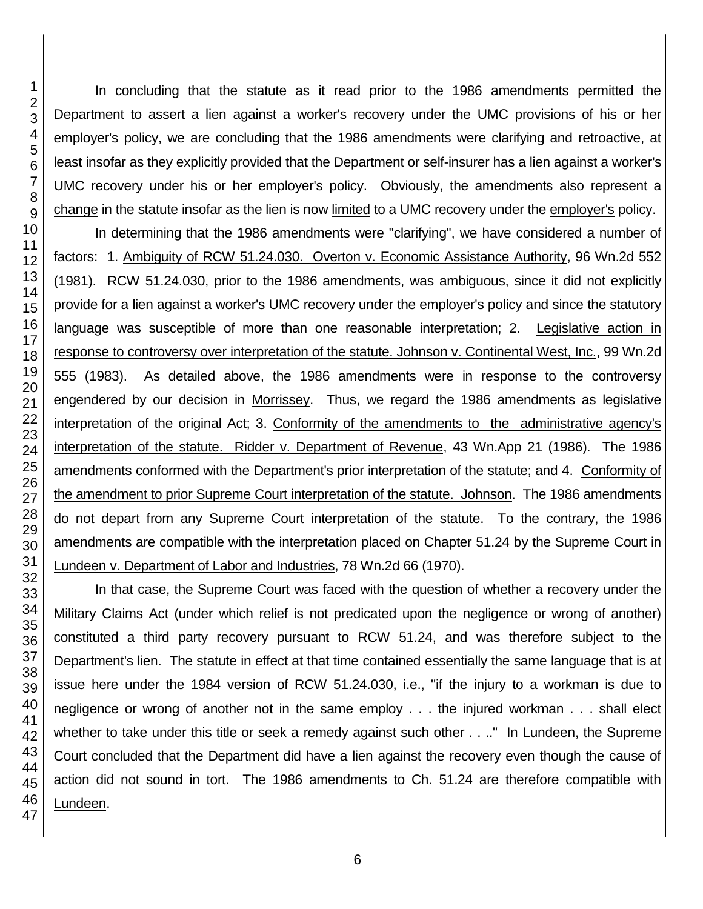In concluding that the statute as it read prior to the 1986 amendments permitted the Department to assert a lien against a worker's recovery under the UMC provisions of his or her employer's policy, we are concluding that the 1986 amendments were clarifying and retroactive, at least insofar as they explicitly provided that the Department or self-insurer has a lien against a worker's UMC recovery under his or her employer's policy. Obviously, the amendments also represent a change in the statute insofar as the lien is now limited to a UMC recovery under the employer's policy.

In determining that the 1986 amendments were "clarifying", we have considered a number of factors: 1. Ambiguity of RCW 51.24.030. Overton v. Economic Assistance Authority, 96 Wn.2d 552 (1981). RCW 51.24.030, prior to the 1986 amendments, was ambiguous, since it did not explicitly provide for a lien against a worker's UMC recovery under the employer's policy and since the statutory language was susceptible of more than one reasonable interpretation; 2. Legislative action in response to controversy over interpretation of the statute. Johnson v. Continental West, Inc., 99 Wn.2d 555 (1983). As detailed above, the 1986 amendments were in response to the controversy engendered by our decision in Morrissey. Thus, we regard the 1986 amendments as legislative interpretation of the original Act; 3. Conformity of the amendments to the administrative agency's interpretation of the statute. Ridder v. Department of Revenue, 43 Wn.App 21 (1986). The 1986 amendments conformed with the Department's prior interpretation of the statute; and 4. Conformity of the amendment to prior Supreme Court interpretation of the statute. Johnson. The 1986 amendments do not depart from any Supreme Court interpretation of the statute. To the contrary, the 1986 amendments are compatible with the interpretation placed on Chapter 51.24 by the Supreme Court in Lundeen v. Department of Labor and Industries, 78 Wn.2d 66 (1970).

In that case, the Supreme Court was faced with the question of whether a recovery under the Military Claims Act (under which relief is not predicated upon the negligence or wrong of another) constituted a third party recovery pursuant to RCW 51.24, and was therefore subject to the Department's lien. The statute in effect at that time contained essentially the same language that is at issue here under the 1984 version of RCW 51.24.030, i.e., "if the injury to a workman is due to negligence or wrong of another not in the same employ . . . the injured workman . . . shall elect whether to take under this title or seek a remedy against such other . . .." In Lundeen, the Supreme Court concluded that the Department did have a lien against the recovery even though the cause of action did not sound in tort. The 1986 amendments to Ch. 51.24 are therefore compatible with Lundeen.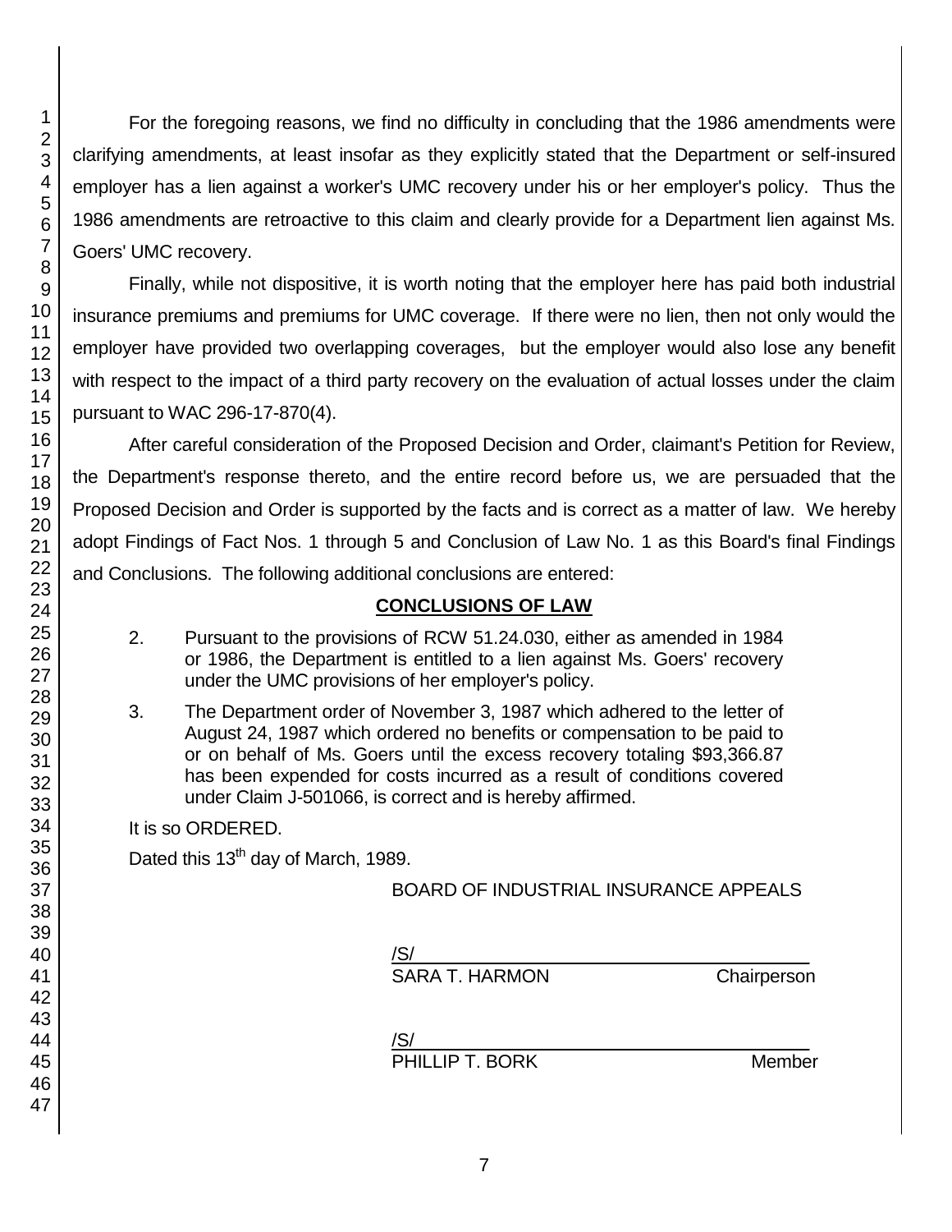For the foregoing reasons, we find no difficulty in concluding that the 1986 amendments were clarifying amendments, at least insofar as they explicitly stated that the Department or self-insured employer has a lien against a worker's UMC recovery under his or her employer's policy. Thus the 1986 amendments are retroactive to this claim and clearly provide for a Department lien against Ms. Goers' UMC recovery.

Finally, while not dispositive, it is worth noting that the employer here has paid both industrial insurance premiums and premiums for UMC coverage. If there were no lien, then not only would the employer have provided two overlapping coverages, but the employer would also lose any benefit with respect to the impact of a third party recovery on the evaluation of actual losses under the claim pursuant to WAC 296-17-870(4).

After careful consideration of the Proposed Decision and Order, claimant's Petition for Review, the Department's response thereto, and the entire record before us, we are persuaded that the Proposed Decision and Order is supported by the facts and is correct as a matter of law. We hereby adopt Findings of Fact Nos. 1 through 5 and Conclusion of Law No. 1 as this Board's final Findings and Conclusions. The following additional conclusions are entered:

## CONCLUSIONS OF LAW

2. Pursuant to the provisions of RCW 51.24.030, either as amended in 1984 or 1986, the Department is entitled to a lien against Ms. Goers' recovery under the UMC provisions of her employer's policy.

3. The Department order of November 3, 1987 which adhered to the letter of August 24, 1987 which ordered no benefits or compensation to be paid to or on behalf of Ms. Goers until the excess recovery totaling $93,366.87 has been expended for costs incurred as a result of conditions covered under Claim J-501066, is correct and is hereby affirmed.

It is so ORDERED.

Dated this 13th day of March, 1989.

BOARD OF INDUSTRIAL INSURANCE APPEALS

/S/
SARA T. HARMON Chairperson

/S/
PHILLIP T. BORK Member